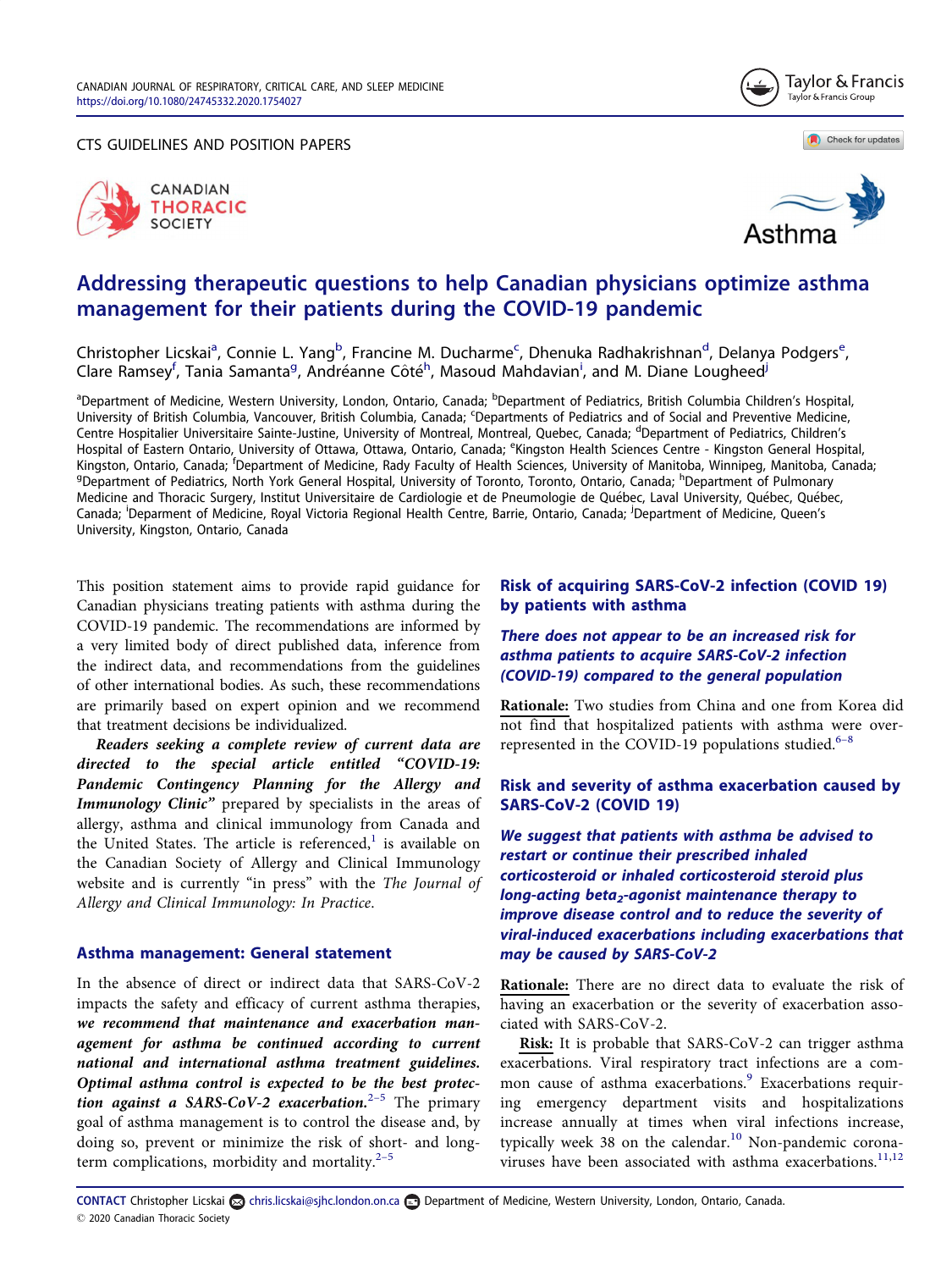CTS GUIDELINES AND POSITION PAPERS

# Addressing therapeutic questions to help Canadian physicians optimize asthma management for their patients during the COVID-19 pandemic

Christopher Licskai[a], Connie L. Yang[b], Francine M. Ducharme[c], Dhenuka Radhakrishnan[d], Delanya Podgers[e], Clare Ramsey[f], Tania Samanta[g], Andréanne Côté[h], Masoud Mahdavian[i], and M. Diane Lougheed[j]

[a]Department of Medicine, Western University, London, Ontario, Canada; [b]Department of Pediatrics, British Columbia Children's Hospital, University of British Columbia, Vancouver, British Columbia, Canada; [c]Departments of Pediatrics and of Social and Preventive Medicine, Centre Hospitalier Universitaire Sainte-Justine, University of Montreal, Montreal, Quebec, Canada; [d]Department of Pediatrics, Children's Hospital of Eastern Ontario, University of Ottawa, Ottawa, Ontario, Canada; [e]Kingston Health Sciences Centre - Kingston General Hospital, Kingston, Ontario, Canada; [f]Department of Medicine, Rady Faculty of Health Sciences, University of Manitoba, Winnipeg, Manitoba, Canada; [g]Department of Pediatrics, North York General Hospital, University of Toronto, Toronto, Ontario, Canada; [h]Department of Pulmonary Medicine and Thoracic Surgery, Institut Universitaire de Cardiologie et de Pneumologie de Québec, Laval University, Québec, Québec, Canada; [i]Deparment of Medicine, Royal Victoria Regional Health Centre, Barrie, Ontario, Canada; [j]Department of Medicine, Queen's University, Kingston, Ontario, Canada

This position statement aims to provide rapid guidance for Canadian physicians treating patients with asthma during the COVID-19 pandemic. The recommendations are informed by a very limited body of direct published data, inference from the indirect data, and recommendations from the guidelines of other international bodies. As such, these recommendations are primarily based on expert opinion and we recommend that treatment decisions be individualized.

***Readers seeking a complete review of current data are directed to the special article entitled "COVID-19: Pandemic Contingency Planning for the Allergy and Immunology Clinic"*** prepared by specialists in the areas of allergy, asthma and clinical immunology from Canada and the United States. The article is referenced,[1] is available on the Canadian Society of Allergy and Clinical Immunology website and is currently "in press" with the *The Journal of Allergy and Clinical Immunology: In Practice*.

## Asthma management: General statement

In the absence of direct or indirect data that SARS-CoV-2 impacts the safety and efficacy of current asthma therapies, ***we recommend that maintenance and exacerbation management for asthma be continued according to current national and international asthma treatment guidelines. Optimal asthma control is expected to be the best protection against a SARS-CoV-2 exacerbation.***[2–5] The primary goal of asthma management is to control the disease and, by doing so, prevent or minimize the risk of short- and long-term complications, morbidity and mortality.[2–5]

## Risk of acquiring SARS-CoV-2 infection (COVID 19) by patients with asthma

### *There does not appear to be an increased risk for asthma patients to acquire SARS-CoV-2 infection (COVID-19) compared to the general population*

**Rationale:** Two studies from China and one from Korea did not find that hospitalized patients with asthma were over-represented in the COVID-19 populations studied.[6–8]

## Risk and severity of asthma exacerbation caused by SARS-CoV-2 (COVID 19)

### *We suggest that patients with asthma be advised to restart or continue their prescribed inhaled corticosteroid or inhaled corticosteroid steroid plus long-acting beta$_2$-agonist maintenance therapy to improve disease control and to reduce the severity of viral-induced exacerbations including exacerbations that may be caused by SARS-CoV-2*

**Rationale:** There are no direct data to evaluate the risk of having an exacerbation or the severity of exacerbation associated with SARS-CoV-2.

**Risk:** It is probable that SARS-CoV-2 can trigger asthma exacerbations. Viral respiratory tract infections are a common cause of asthma exacerbations.[9] Exacerbations requiring emergency department visits and hospitalizations increase annually at times when viral infections increase, typically week 38 on the calendar.[10] Non-pandemic coronaviruses have been associated with asthma exacerbations.[11,12]

**CONTACT** Christopher Licskai chris.licskai@sjhc.london.on.ca Department of Medicine, Western University, London, Ontario, Canada.
© 2020 Canadian Thoracic Society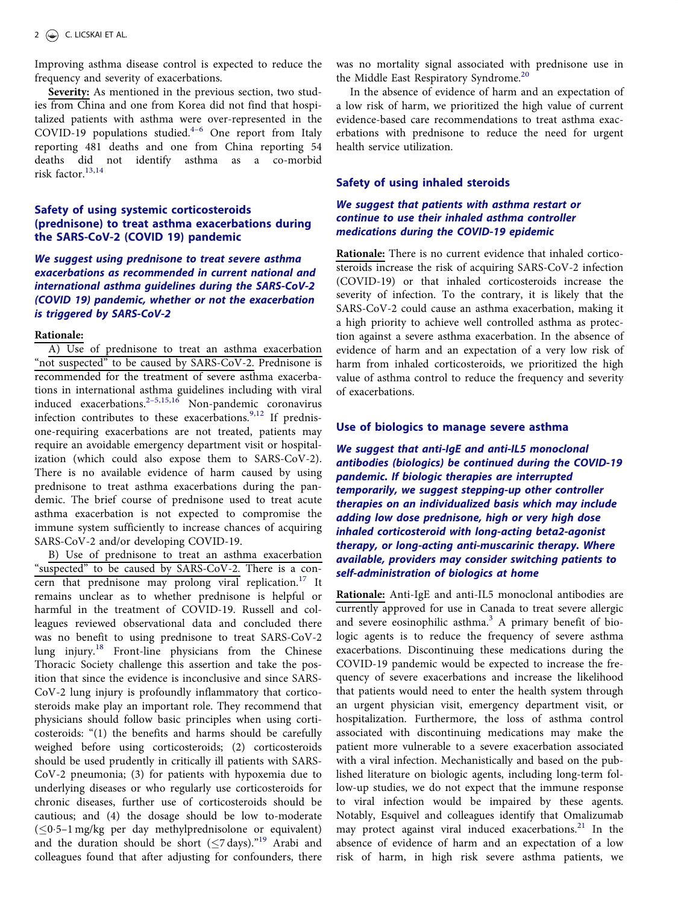Improving asthma disease control is expected to reduce the frequency and severity of exacerbations.

**Severity:** As mentioned in the previous section, two studies from China and one from Korea did not find that hospitalized patients with asthma were over-represented in the COVID-19 populations studied.[4–6] One report from Italy reporting 481 deaths and one from China reporting 54 deaths did not identify asthma as a co-morbid risk factor.[13,14]

## Safety of using systemic corticosteroids (prednisone) to treat asthma exacerbations during the SARS-CoV-2 (COVID 19) pandemic

***We suggest using prednisone to treat severe asthma exacerbations as recommended in current national and international asthma guidelines during the SARS-CoV-2 (COVID 19) pandemic, whether or not the exacerbation is triggered by SARS-CoV-2***

**Rationale:**

A) Use of prednisone to treat an asthma exacerbation "not suspected" to be caused by SARS-CoV-2. Prednisone is recommended for the treatment of severe asthma exacerbations in international asthma guidelines including with viral induced exacerbations.[2–5,15,16] Non-pandemic coronavirus infection contributes to these exacerbations.[9,12] If prednisone-requiring exacerbations are not treated, patients may require an avoidable emergency department visit or hospitalization (which could also expose them to SARS-CoV-2). There is no available evidence of harm caused by using prednisone to treat asthma exacerbations during the pandemic. The brief course of prednisone used to treat acute asthma exacerbation is not expected to compromise the immune system sufficiently to increase chances of acquiring SARS-CoV-2 and/or developing COVID-19.

B) Use of prednisone to treat an asthma exacerbation "suspected" to be caused by SARS-CoV-2. There is a concern that prednisone may prolong viral replication.[17] It remains unclear as to whether prednisone is helpful or harmful in the treatment of COVID-19. Russell and colleagues reviewed observational data and concluded there was no benefit to using prednisone to treat SARS-CoV-2 lung injury.[18] Front-line physicians from the Chinese Thoracic Society challenge this assertion and take the position that since the evidence is inconclusive and since SARS-CoV-2 lung injury is profoundly inflammatory that corticosteroids make play an important role. They recommend that physicians should follow basic principles when using corticosteroids: "(1) the benefits and harms should be carefully weighed before using corticosteroids; (2) corticosteroids should be used prudently in critically ill patients with SARS-CoV-2 pneumonia; (3) for patients with hypoxemia due to underlying diseases or who regularly use corticosteroids for chronic diseases, further use of corticosteroids should be cautious; and (4) the dosage should be low to-moderate ($\leq$0·5–1 mg/kg per day methylprednisolone or equivalent) and the duration should be short ($\leq$7 days)."[19] Arabi and colleagues found that after adjusting for confounders, there was no mortality signal associated with prednisone use in the Middle East Respiratory Syndrome.[20]

In the absence of evidence of harm and an expectation of a low risk of harm, we prioritized the high value of current evidence-based care recommendations to treat asthma exacerbations with prednisone to reduce the need for urgent health service utilization.

## Safety of using inhaled steroids

***We suggest that patients with asthma restart or continue to use their inhaled asthma controller medications during the COVID-19 epidemic***

**Rationale:** There is no current evidence that inhaled corticosteroids increase the risk of acquiring SARS-CoV-2 infection (COVID-19) or that inhaled corticosteroids increase the severity of infection. To the contrary, it is likely that the SARS-CoV-2 could cause an asthma exacerbation, making it a high priority to achieve well controlled asthma as protection against a severe asthma exacerbation. In the absence of evidence of harm and an expectation of a very low risk of harm from inhaled corticosteroids, we prioritized the high value of asthma control to reduce the frequency and severity of exacerbations.

## Use of biologics to manage severe asthma

***We suggest that anti-IgE and anti-IL5 monoclonal antibodies (biologics) be continued during the COVID-19 pandemic. If biologic therapies are interrupted temporarily, we suggest stepping-up other controller therapies on an individualized basis which may include adding low dose prednisone, high or very high dose inhaled corticosteroid with long-acting beta2-agonist therapy, or long-acting anti-muscarinic therapy. Where available, providers may consider switching patients to self-administration of biologics at home***

**Rationale:** Anti-IgE and anti-IL5 monoclonal antibodies are currently approved for use in Canada to treat severe allergic and severe eosinophilic asthma.[3] A primary benefit of biologic agents is to reduce the frequency of severe asthma exacerbations. Discontinuing these medications during the COVID-19 pandemic would be expected to increase the frequency of severe exacerbations and increase the likelihood that patients would need to enter the health system through an urgent physician visit, emergency department visit, or hospitalization. Furthermore, the loss of asthma control associated with discontinuing medications may make the patient more vulnerable to a severe exacerbation associated with a viral infection. Mechanistically and based on the published literature on biologic agents, including long-term follow-up studies, we do not expect that the immune response to viral infection would be impaired by these agents. Notably, Esquivel and colleagues identify that Omalizumab may protect against viral induced exacerbations.[21] In the absence of evidence of harm and an expectation of a low risk of harm, in high risk severe asthma patients, we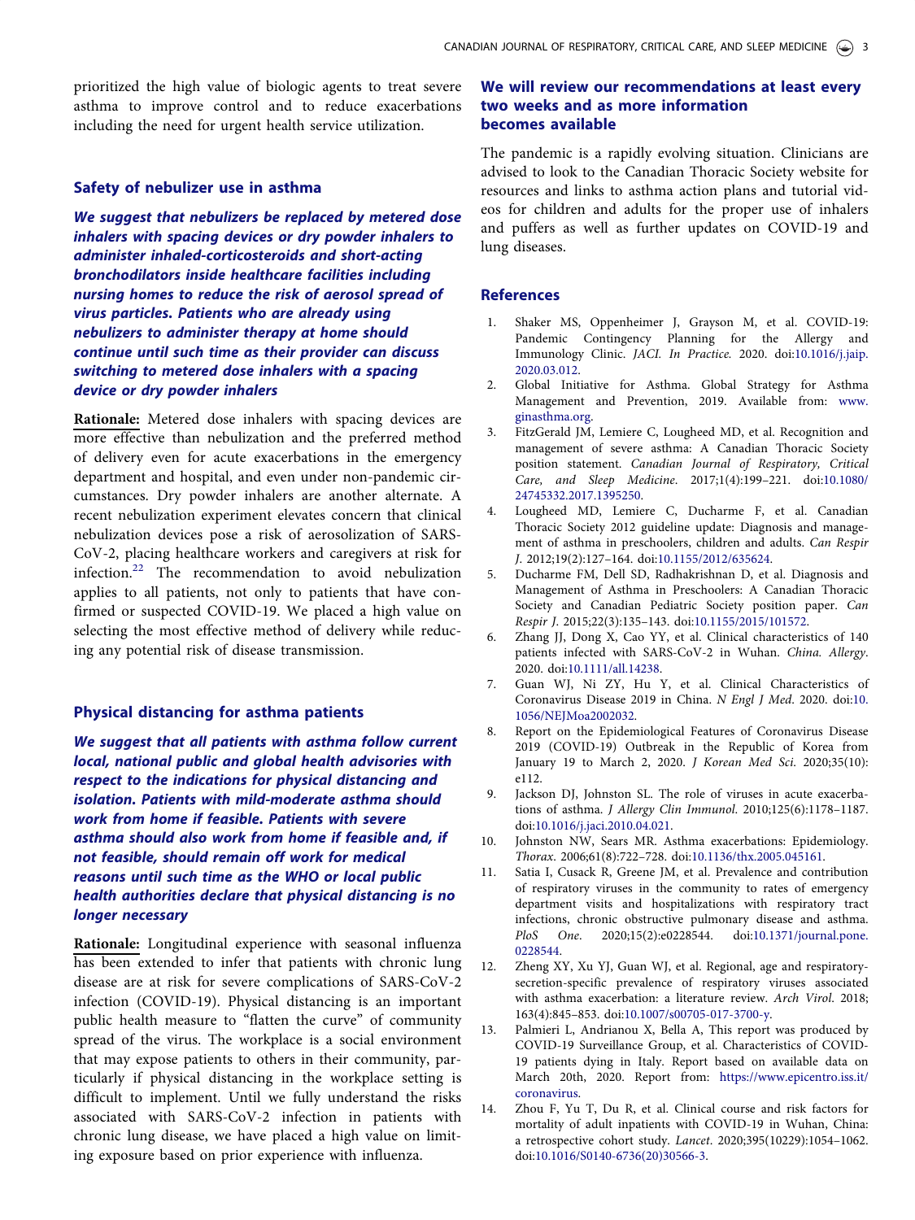prioritized the high value of biologic agents to treat severe asthma to improve control and to reduce exacerbations including the need for urgent health service utilization.

## Safety of nebulizer use in asthma

***We suggest that nebulizers be replaced by metered dose inhalers with spacing devices or dry powder inhalers to administer inhaled-corticosteroids and short-acting bronchodilators inside healthcare facilities including nursing homes to reduce the risk of aerosol spread of virus particles. Patients who are already using nebulizers to administer therapy at home should continue until such time as their provider can discuss switching to metered dose inhalers with a spacing device or dry powder inhalers***

**Rationale:** Metered dose inhalers with spacing devices are more effective than nebulization and the preferred method of delivery even for acute exacerbations in the emergency department and hospital, and even under non-pandemic circumstances. Dry powder inhalers are another alternate. A recent nebulization experiment elevates concern that clinical nebulization devices pose a risk of aerosolization of SARS-CoV-2, placing healthcare workers and caregivers at risk for infection.[22] The recommendation to avoid nebulization applies to all patients, not only to patients that have confirmed or suspected COVID-19. We placed a high value on selecting the most effective method of delivery while reducing any potential risk of disease transmission.

## Physical distancing for asthma patients

***We suggest that all patients with asthma follow current local, national public and global health advisories with respect to the indications for physical distancing and isolation. Patients with mild-moderate asthma should work from home if feasible. Patients with severe asthma should also work from home if feasible and, if not feasible, should remain off work for medical reasons until such time as the WHO or local public health authorities declare that physical distancing is no longer necessary***

**Rationale:** Longitudinal experience with seasonal influenza has been extended to infer that patients with chronic lung disease are at risk for severe complications of SARS-CoV-2 infection (COVID-19). Physical distancing is an important public health measure to "flatten the curve" of community spread of the virus. The workplace is a social environment that may expose patients to others in their community, particularly if physical distancing in the workplace setting is difficult to implement. Until we fully understand the risks associated with SARS-CoV-2 infection in patients with chronic lung disease, we have placed a high value on limiting exposure based on prior experience with influenza.

## We will review our recommendations at least every two weeks and as more information becomes available

The pandemic is a rapidly evolving situation. Clinicians are advised to look to the Canadian Thoracic Society website for resources and links to asthma action plans and tutorial videos for children and adults for the proper use of inhalers and puffers as well as further updates on COVID-19 and lung diseases.

## References

1. Shaker MS, Oppenheimer J, Grayson M, et al. COVID-19: Pandemic Contingency Planning for the Allergy and Immunology Clinic. *JACI. In Practice*. 2020. doi:10.1016/j.jaip.2020.03.012.
2. Global Initiative for Asthma. Global Strategy for Asthma Management and Prevention, 2019. Available from: www.ginasthma.org.
3. FitzGerald JM, Lemiere C, Lougheed MD, et al. Recognition and management of severe asthma: A Canadian Thoracic Society position statement. *Canadian Journal of Respiratory, Critical Care, and Sleep Medicine*. 2017;1(4):199–221. doi:10.1080/24745332.2017.1395250.
4. Lougheed MD, Lemiere C, Ducharme F, et al. Canadian Thoracic Society 2012 guideline update: Diagnosis and management of asthma in preschoolers, children and adults. *Can Respir J*. 2012;19(2):127–164. doi:10.1155/2012/635624.
5. Ducharme FM, Dell SD, Radhakrishnan D, et al. Diagnosis and Management of Asthma in Preschoolers: A Canadian Thoracic Society and Canadian Pediatric Society position paper. *Can Respir J*. 2015;22(3):135–143. doi:10.1155/2015/101572.
6. Zhang JJ, Dong X, Cao YY, et al. Clinical characteristics of 140 patients infected with SARS-CoV-2 in Wuhan. *China. Allergy*. 2020. doi:10.1111/all.14238.
7. Guan WJ, Ni ZY, Hu Y, et al. Clinical Characteristics of Coronavirus Disease 2019 in China. *N Engl J Med*. 2020. doi:10.1056/NEJMoa2002032.
8. Report on the Epidemiological Features of Coronavirus Disease 2019 (COVID-19) Outbreak in the Republic of Korea from January 19 to March 2, 2020. *J Korean Med Sci*. 2020;35(10):e112.
9. Jackson DJ, Johnston SL. The role of viruses in acute exacerbations of asthma. *J Allergy Clin Immunol*. 2010;125(6):1178–1187. doi:10.1016/j.jaci.2010.04.021.
10. Johnston NW, Sears MR. Asthma exacerbations: Epidemiology. *Thorax*. 2006;61(8):722–728. doi:10.1136/thx.2005.045161.
11. Satia I, Cusack R, Greene JM, et al. Prevalence and contribution of respiratory viruses in the community to rates of emergency department visits and hospitalizations with respiratory tract infections, chronic obstructive pulmonary disease and asthma. *PloS One*. 2020;15(2):e0228544. doi:10.1371/journal.pone.0228544.
12. Zheng XY, Xu YJ, Guan WJ, et al. Regional, age and respiratory-secretion-specific prevalence of respiratory viruses associated with asthma exacerbation: a literature review. *Arch Virol*. 2018;163(4):845–853. doi:10.1007/s00705-017-3700-y.
13. Palmieri L, Andrianou X, Bella A, This report was produced by COVID-19 Surveillance Group, et al. Characteristics of COVID-19 patients dying in Italy. Report based on available data on March 20th, 2020. Report from: https://www.epicentro.iss.it/coronavirus.
14. Zhou F, Yu T, Du R, et al. Clinical course and risk factors for mortality of adult inpatients with COVID-19 in Wuhan, China: a retrospective cohort study. *Lancet*. 2020;395(10229):1054–1062. doi:10.1016/S0140-6736(20)30566-3.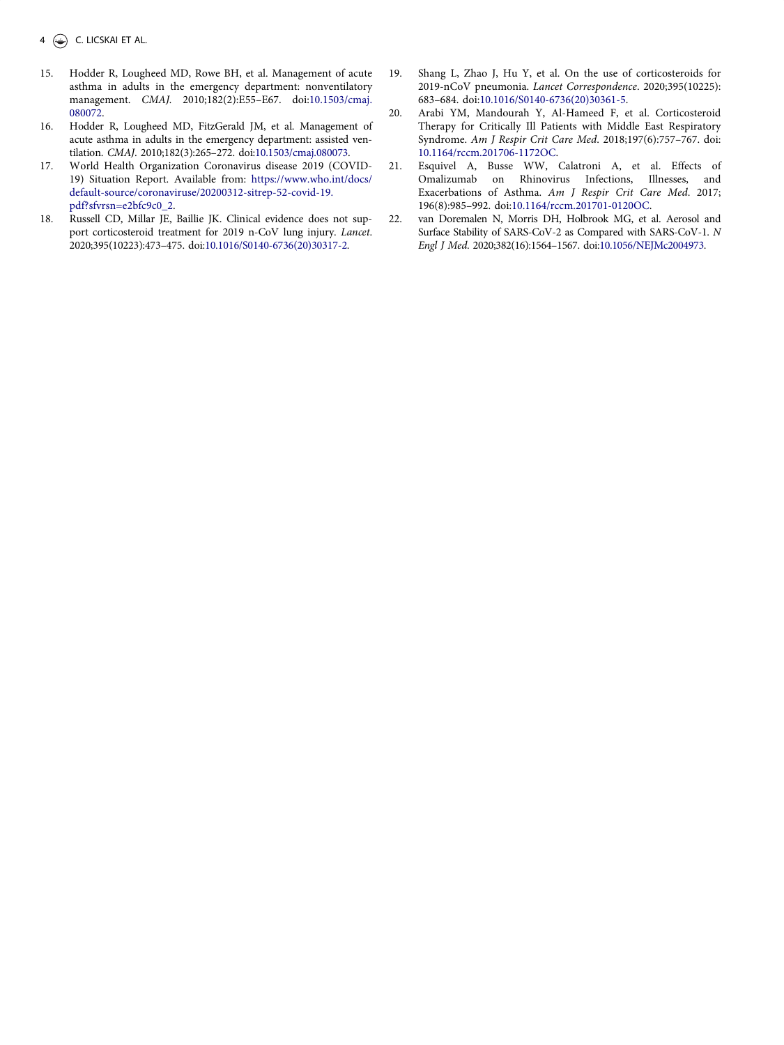15. Hodder R, Lougheed MD, Rowe BH, et al. Management of acute asthma in adults in the emergency department: nonventilatory management. *CMAJ*. 2010;182(2):E55–E67. doi:10.1503/cmaj.080072.
16. Hodder R, Lougheed MD, FitzGerald JM, et al. Management of acute asthma in adults in the emergency department: assisted ventilation. *CMAJ*. 2010;182(3):265–272. doi:10.1503/cmaj.080073.
17. World Health Organization Coronavirus disease 2019 (COVID-19) Situation Report. Available from: https://www.who.int/docs/default-source/coronaviruse/20200312-sitrep-52-covid-19.pdf?sfvrsn=e2bfc9c0_2.
18. Russell CD, Millar JE, Baillie JK. Clinical evidence does not support corticosteroid treatment for 2019 n-CoV lung injury. *Lancet*. 2020;395(10223):473–475. doi:10.1016/S0140-6736(20)30317-2.
19. Shang L, Zhao J, Hu Y, et al. On the use of corticosteroids for 2019-nCoV pneumonia. *Lancet Correspondence*. 2020;395(10225):683–684. doi:10.1016/S0140-6736(20)30361-5.
20. Arabi YM, Mandourah Y, Al-Hameed F, et al. Corticosteroid Therapy for Critically Ill Patients with Middle East Respiratory Syndrome. *Am J Respir Crit Care Med*. 2018;197(6):757–767. doi:10.1164/rccm.201706-1172OC.
21. Esquivel A, Busse WW, Calatroni A, et al. Effects of Omalizumab on Rhinovirus Infections, Illnesses, and Exacerbations of Asthma. *Am J Respir Crit Care Med*. 2017;196(8):985–992. doi:10.1164/rccm.201701-0120OC.
22. van Doremalen N, Morris DH, Holbrook MG, et al. Aerosol and Surface Stability of SARS-CoV-2 as Compared with SARS-CoV-1. *N Engl J Med*. 2020;382(16):1564–1567. doi:10.1056/NEJMc2004973.